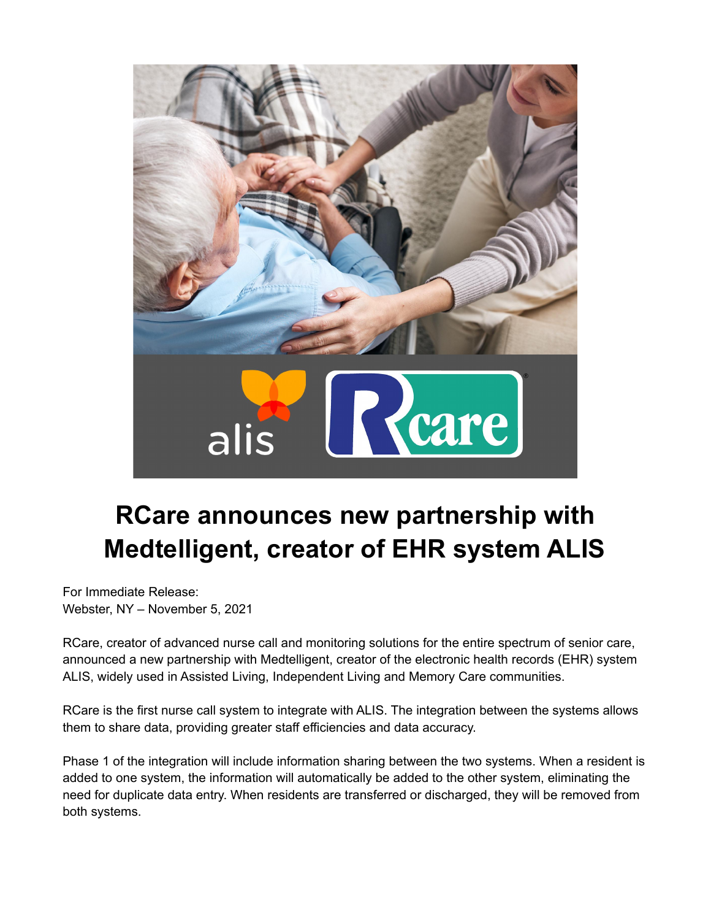# RCare announces new partnership with Medtelligent, creator of EHR system ALIS

For Immediate Release:
Webster, NY – November 5, 2021

RCare, creator of advanced nurse call and monitoring solutions for the entire spectrum of senior care, announced a new partnership with Medtelligent, creator of the electronic health records (EHR) system ALIS, widely used in Assisted Living, Independent Living and Memory Care communities.

RCare is the first nurse call system to integrate with ALIS. The integration between the systems allows them to share data, providing greater staff efficiencies and data accuracy.

Phase 1 of the integration will include information sharing between the two systems. When a resident is added to one system, the information will automatically be added to the other system, eliminating the need for duplicate data entry. When residents are transferred or discharged, they will be removed from both systems.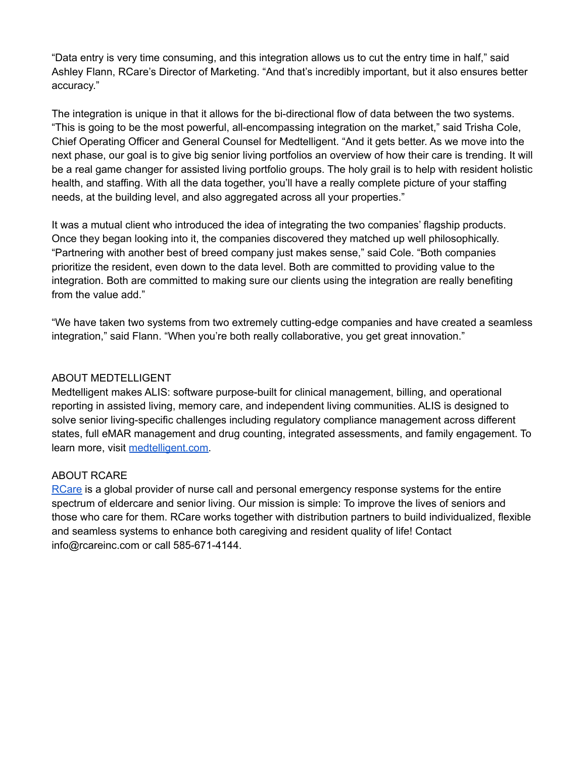"Data entry is very time consuming, and this integration allows us to cut the entry time in half," said Ashley Flann, RCare's Director of Marketing. "And that's incredibly important, but it also ensures better accuracy."

The integration is unique in that it allows for the bi-directional flow of data between the two systems. "This is going to be the most powerful, all-encompassing integration on the market," said Trisha Cole, Chief Operating Officer and General Counsel for Medtelligent. "And it gets better. As we move into the next phase, our goal is to give big senior living portfolios an overview of how their care is trending. It will be a real game changer for assisted living portfolio groups. The holy grail is to help with resident holistic health, and staffing. With all the data together, you'll have a really complete picture of your staffing needs, at the building level, and also aggregated across all your properties."

It was a mutual client who introduced the idea of integrating the two companies' flagship products. Once they began looking into it, the companies discovered they matched up well philosophically. "Partnering with another best of breed company just makes sense," said Cole. "Both companies prioritize the resident, even down to the data level. Both are committed to providing value to the integration. Both are committed to making sure our clients using the integration are really benefiting from the value add."

"We have taken two systems from two extremely cutting-edge companies and have created a seamless integration," said Flann. "When you're both really collaborative, you get great innovation."

ABOUT MEDTELLIGENT

Medtelligent makes ALIS: software purpose-built for clinical management, billing, and operational reporting in assisted living, memory care, and independent living communities. ALIS is designed to solve senior living-specific challenges including regulatory compliance management across different states, full eMAR management and drug counting, integrated assessments, and family engagement. To learn more, visit medtelligent.com.

ABOUT RCARE

RCare is a global provider of nurse call and personal emergency response systems for the entire spectrum of eldercare and senior living. Our mission is simple: To improve the lives of seniors and those who care for them. RCare works together with distribution partners to build individualized, flexible and seamless systems to enhance both caregiving and resident quality of life! Contact info@rcareinc.com or call 585-671-4144.